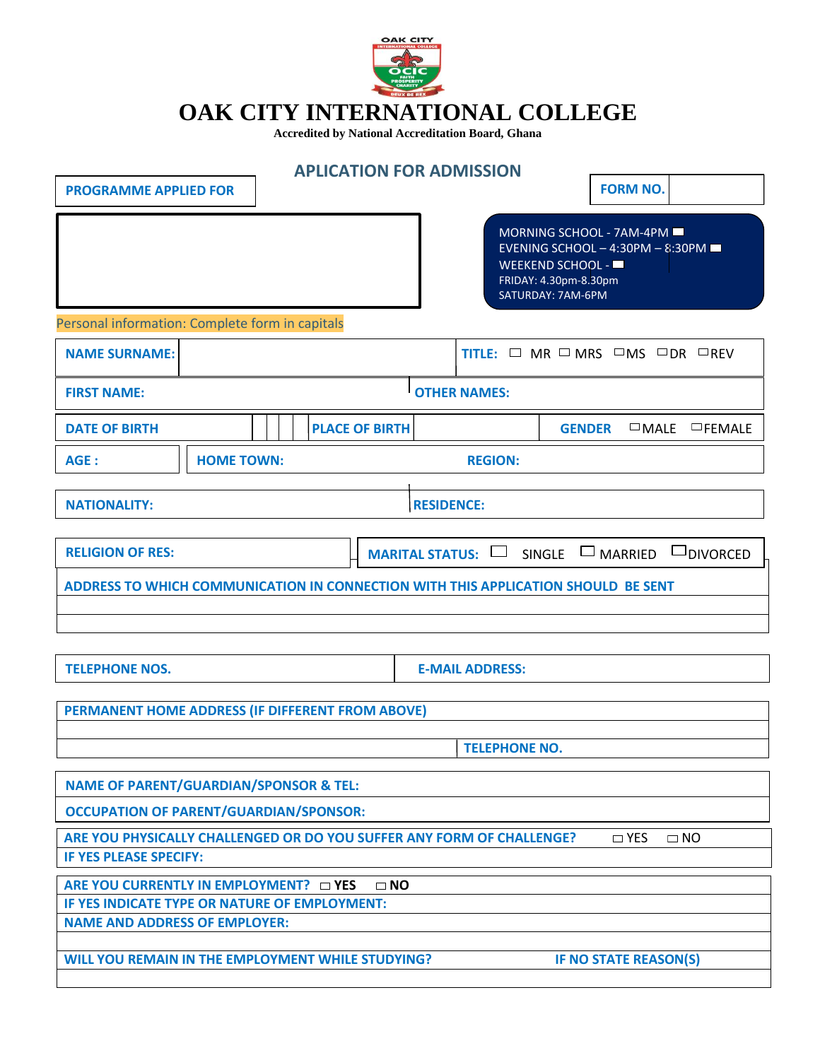OAK CITY INTERNATIONAL COLLEGE

OCIC

FAITH PROSPERITY CHARITY

DEUX DE REX

# OAK CITY INTERNATIONAL COLLEGE

**Accredited by National Accreditation Board, Ghana**

## APLICATION FOR ADMISSION

| PROGRAMME APPLIED FOR | | FORM NO. | |
|---|---|---|---|

MORNING SCHOOL - 7AM-4PM ☐
EVENING SCHOOL – 4:30PM – 8:30PM ☐
WEEKEND SCHOOL - ☐
FRIDAY: 4.30pm-8.30pm
SATURDAY: 7AM-6PM

Personal information: Complete form in capitals

| NAME SURNAME: | | TITLE: ☐ MR ☐ MRS ☐ MS ☐ DR ☐ REV |
|---|---|---|

| FIRST NAME: | OTHER NAMES: |
|---|---|

| DATE OF BIRTH | | | | PLACE OF BIRTH | | GENDER ☐ MALE ☐ FEMALE |
|---|---|---|---|---|---|---|

| AGE : | HOME TOWN: | REGION: |
|---|---|---|

| NATIONALITY: | RESIDENCE: |
|---|---|

| RELIGION OF RES: | MARITAL STATUS: ☐ SINGLE ☐ MARRIED ☐ DIVORCED |
|---|---|

| ADDRESS TO WHICH COMMUNICATION IN CONNECTION WITH THIS APPLICATION SHOULD BE SENT |
|---|
| |
| |

| TELEPHONE NOS. | E-MAIL ADDRESS: |
|---|---|

| PERMANENT HOME ADDRESS (IF DIFFERENT FROM ABOVE) | |
|---|---|
| | |
| | TELEPHONE NO. |

| NAME OF PARENT/GUARDIAN/SPONSOR & TEL: |
|---|
| OCCUPATION OF PARENT/GUARDIAN/SPONSOR: |

| ARE YOU PHYSICALLY CHALLENGED OR DO YOU SUFFER ANY FORM OF CHALLENGE? ☐ YES ☐ NO |
|---|
| IF YES PLEASE SPECIFY: |

| ARE YOU CURRENTLY IN EMPLOYMENT? ☐ YES ☐ NO | |
|---|---|
| IF YES INDICATE TYPE OR NATURE OF EMPLOYMENT: | |
| NAME AND ADDRESS OF EMPLOYER: | |
| | |
| WILL YOU REMAIN IN THE EMPLOYMENT WHILE STUDYING? | IF NO STATE REASON(S) |
| | |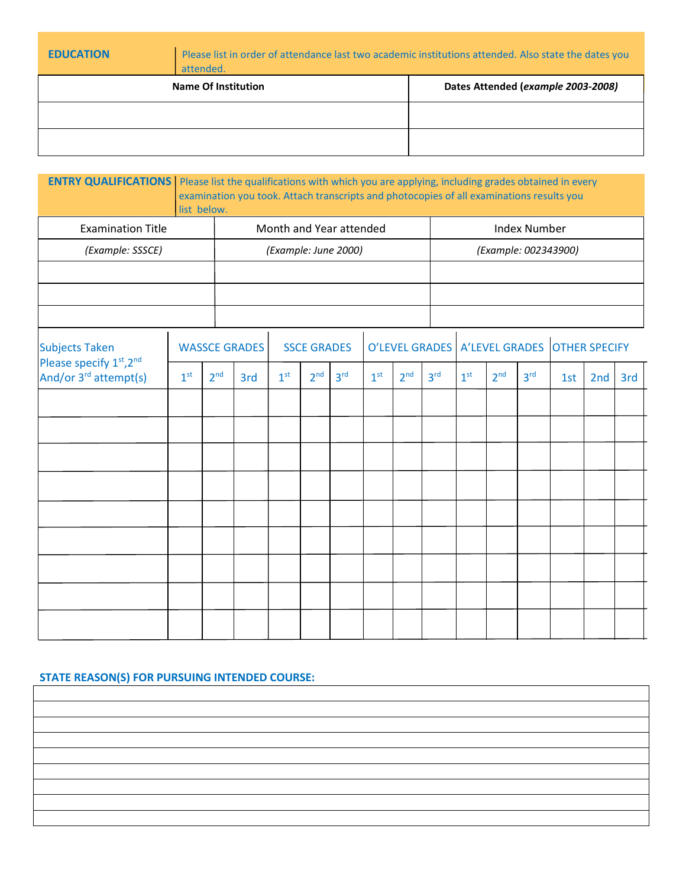## EDUCATION

Please list in order of attendance last two academic institutions attended. Also state the dates you attended.

| Name Of Institution | Dates Attended (*example 2003-2008)* |
|---|---|
| | |
| | |

## ENTRY QUALIFICATIONS

Please list the qualifications with which you are applying, including grades obtained in every examination you took. Attach transcripts and photocopies of all examinations results you list below.

| Examination Title | Month and Year attended | Index Number |
|---|---|---|
| *(Example: SSSCE)* | *(Example: June 2000)* | *(Example: 002343900)* |
| | | |
| | | |
| | | |

| Subjects Taken Please specify 1st, 2nd And/or 3rd attempt(s) | WASSCE GRADES | | | SSCE GRADES | | | O'LEVEL GRADES | | | A'LEVEL GRADES | | | OTHER SPECIFY | | |
|---|---|---|---|---|---|---|---|---|---|---|---|---|---|---|---|
| | 1st | 2nd | 3rd | 1st | 2nd | 3rd | 1st | 2nd | 3rd | 1st | 2nd | 3rd | 1st | 2nd | 3rd |
| | | | | | | | | | | | | | | | |
| | | | | | | | | | | | | | | | |
| | | | | | | | | | | | | | | | |
| | | | | | | | | | | | | | | | |
| | | | | | | | | | | | | | | | |
| | | | | | | | | | | | | | | | |
| | | | | | | | | | | | | | | | |
| | | | | | | | | | | | | | | | |
| | | | | | | | | | | | | | | | |

## STATE REASON(S) FOR PURSUING INTENDED COURSE:

| |
|---|
| |
| |
| |
| |
| |
| |
| |
| |
| |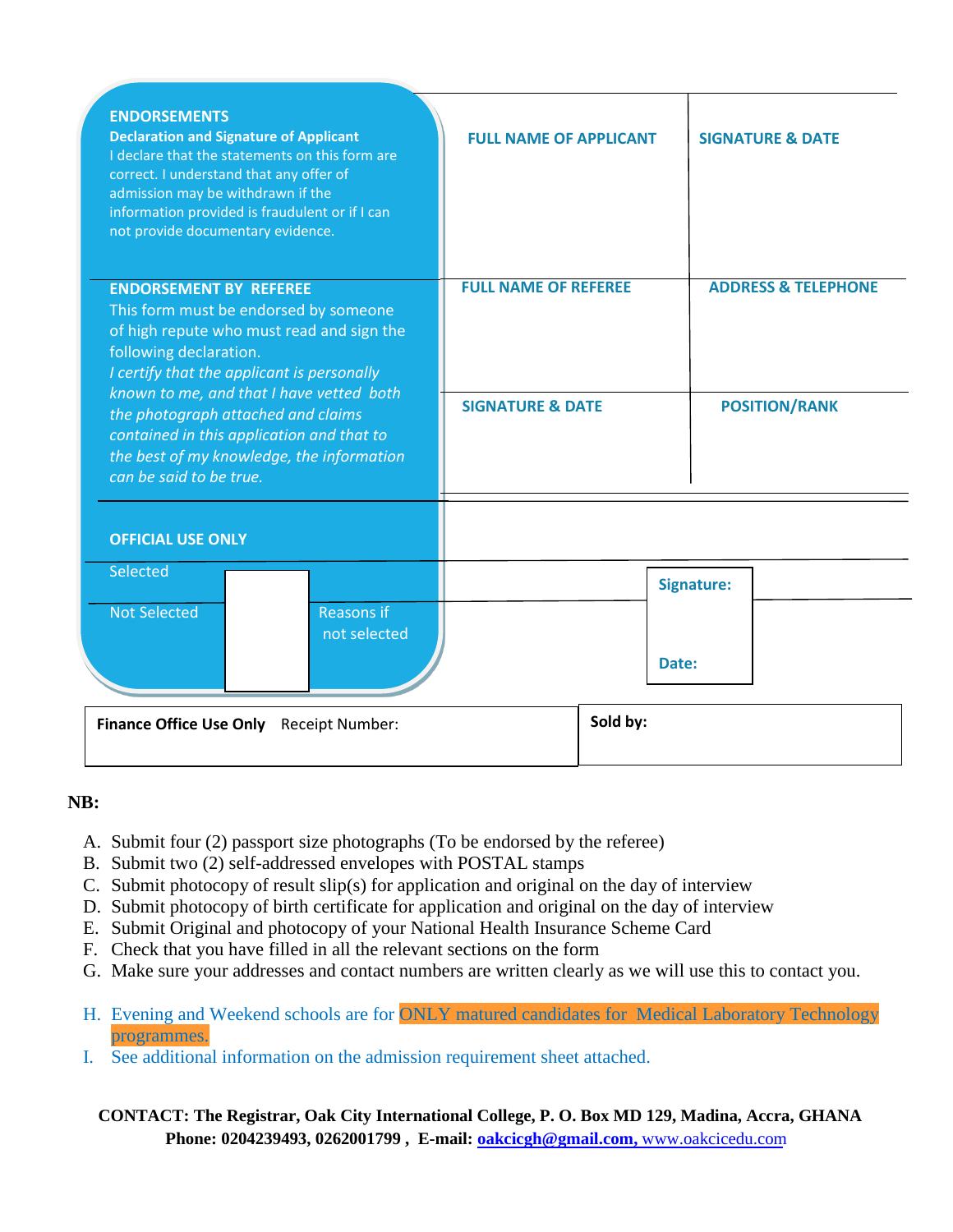## ENDORSEMENTS

**Declaration and Signature of Applicant**

I declare that the statements on this form are correct. I understand that any offer of admission may be withdrawn if the information provided is fraudulent or if I can not provide documentary evidence.

| FULL NAME OF APPLICANT | SIGNATURE & DATE |
|---|---|
| | |

**ENDORSEMENT BY REFEREE**

This form must be endorsed by someone of high repute who must read and sign the following declaration.

*I certify that the applicant is personally known to me, and that I have vetted both the photograph attached and claims contained in this application and that to the best of my knowledge, the information can be said to be true.*

| FULL NAME OF REFEREE | ADDRESS & TELEPHONE |
|---|---|
| | |
| **SIGNATURE & DATE** | **POSITION/RANK** |
| | |

**OFFICIAL USE ONLY**

| | | | |
|---|---|---|---|
| Selected | | | Signature: |
| Not Selected | | Reasons if not selected | Date: |

| | |
|---|---|
| **Finance Office Use Only** Receipt Number: | **Sold by:** |

**NB:**

A. Submit four (2) passport size photographs (To be endorsed by the referee)
B. Submit two (2) self-addressed envelopes with POSTAL stamps
C. Submit photocopy of result slip(s) for application and original on the day of interview
D. Submit photocopy of birth certificate for application and original on the day of interview
E. Submit Original and photocopy of your National Health Insurance Scheme Card
F. Check that you have filled in all the relevant sections on the form
G. Make sure your addresses and contact numbers are written clearly as we will use this to contact you.

H. Evening and Weekend schools are for ONLY matured candidates for Medical Laboratory Technology programmes.
I. See additional information on the admission requirement sheet attached.

**CONTACT: The Registrar, Oak City International College, P. O. Box MD 129, Madina, Accra, GHANA**
**Phone: 0204239493, 0262001799 , E-mail: oakcicgh@gmail.com,** www.oakcicedu.com